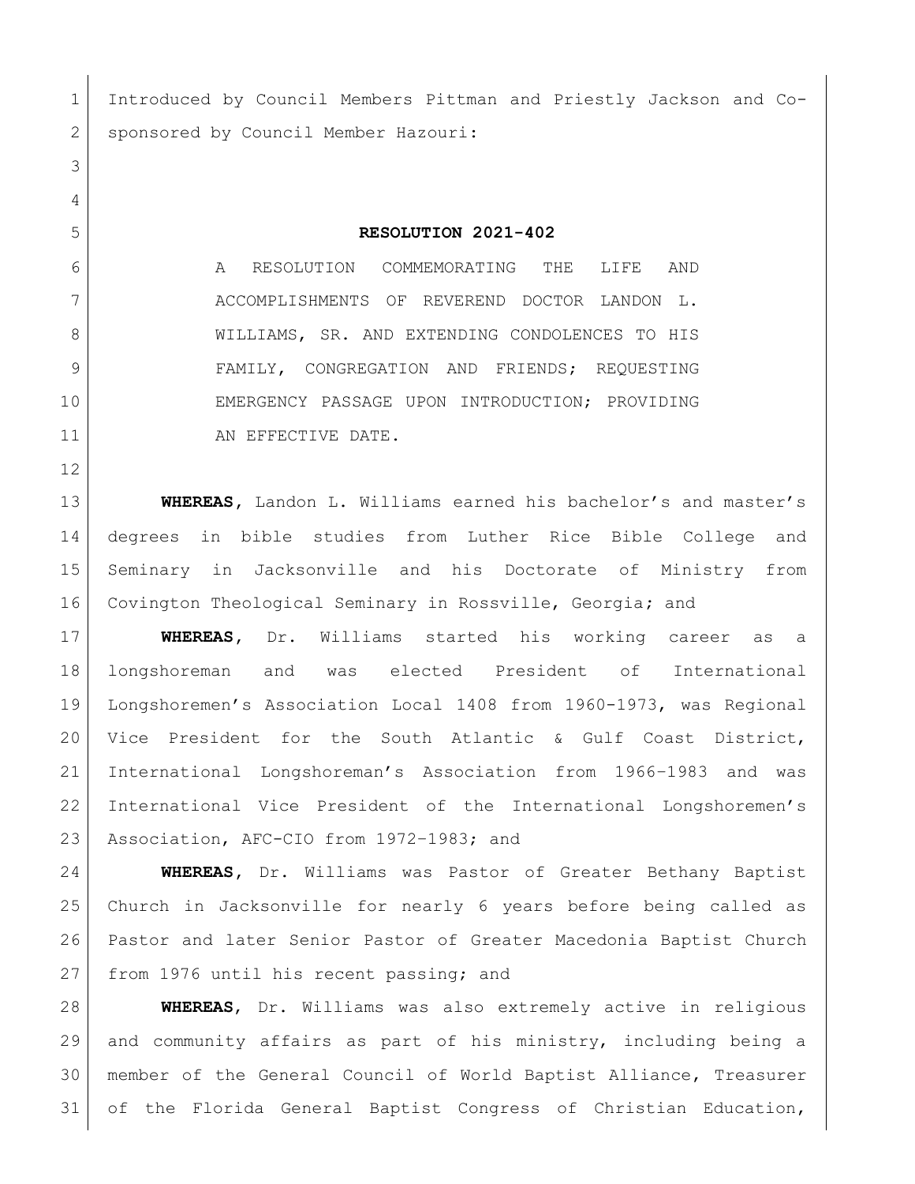Introduced by Council Members Pittman and Priestly Jackson and Co-sponsored by Council Member Hazouri:

**RESOLUTION 2021-402**

A RESOLUTION COMMEMORATING THE LIFE AND ACCOMPLISHMENTS OF REVEREND DOCTOR LANDON L. WILLIAMS, SR. AND EXTENDING CONDOLENCES TO HIS FAMILY, CONGREGATION AND FRIENDS; REQUESTING EMERGENCY PASSAGE UPON INTRODUCTION; PROVIDING AN EFFECTIVE DATE.

**WHEREAS**, Landon L. Williams earned his bachelor's and master's degrees in bible studies from Luther Rice Bible College and Seminary in Jacksonville and his Doctorate of Ministry from Covington Theological Seminary in Rossville, Georgia; and

**WHEREAS**, Dr. Williams started his working career as a longshoreman and was elected President of International Longshoremen's Association Local 1408 from 1960-1973, was Regional Vice President for the South Atlantic & Gulf Coast District, International Longshoreman's Association from 1966–1983 and was International Vice President of the International Longshoremen's Association, AFC-CIO from 1972–1983; and

**WHEREAS**, Dr. Williams was Pastor of Greater Bethany Baptist Church in Jacksonville for nearly 6 years before being called as Pastor and later Senior Pastor of Greater Macedonia Baptist Church from 1976 until his recent passing; and

**WHEREAS**, Dr. Williams was also extremely active in religious and community affairs as part of his ministry, including being a member of the General Council of World Baptist Alliance, Treasurer of the Florida General Baptist Congress of Christian Education,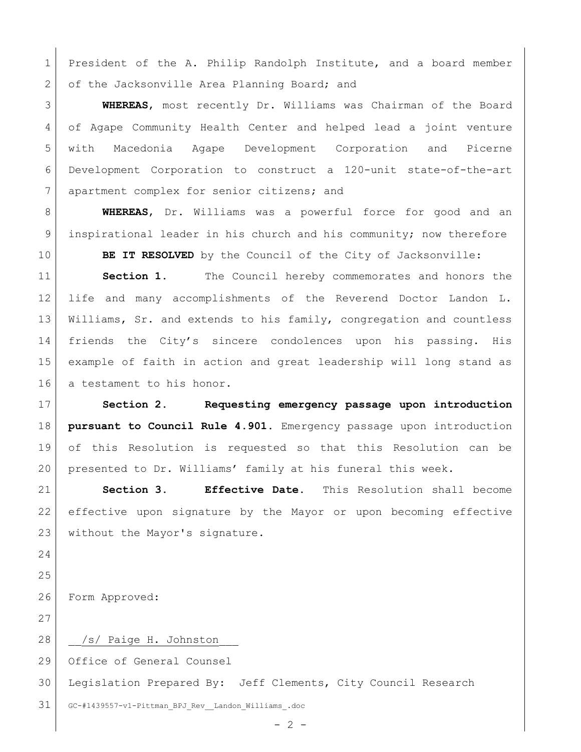President of the A. Philip Randolph Institute, and a board member of the Jacksonville Area Planning Board; and

**WHEREAS**, most recently Dr. Williams was Chairman of the Board of Agape Community Health Center and helped lead a joint venture with Macedonia Agape Development Corporation and Picerne Development Corporation to construct a 120-unit state-of-the-art apartment complex for senior citizens; and

**WHEREAS**, Dr. Williams was a powerful force for good and an inspirational leader in his church and his community; now therefore

**BE IT RESOLVED** by the Council of the City of Jacksonville:

**Section 1.** The Council hereby commemorates and honors the life and many accomplishments of the Reverend Doctor Landon L. Williams, Sr. and extends to his family, congregation and countless friends the City's sincere condolences upon his passing. His example of faith in action and great leadership will long stand as a testament to his honor.

**Section 2. Requesting emergency passage upon introduction pursuant to Council Rule 4.901.** Emergency passage upon introduction of this Resolution is requested so that this Resolution can be presented to Dr. Williams' family at his funeral this week.

**Section 3. Effective Date.** This Resolution shall become effective upon signature by the Mayor or upon becoming effective without the Mayor's signature.

Form Approved:

/s/ Paige H. Johnston

Office of General Counsel

Legislation Prepared By: Jeff Clements, City Council Research

GC-#1439557-v1-Pittman_BPJ_Rev__Landon_Williams_.doc